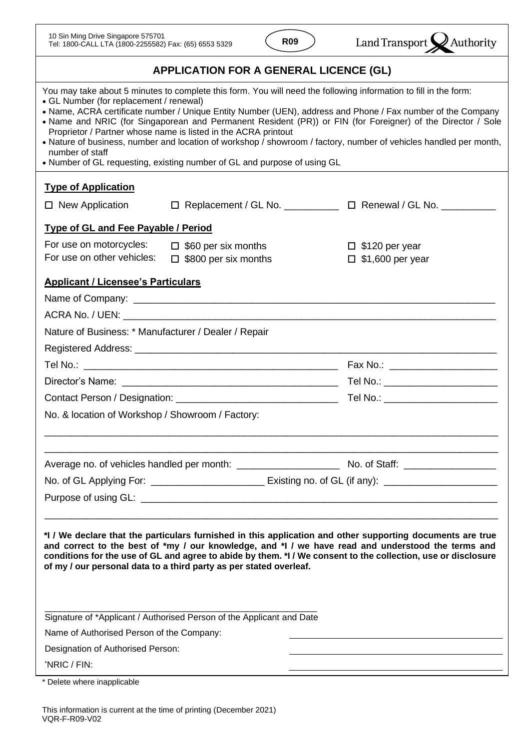10 Sin Ming Drive Singapore 575701
Tel: 1800-CALL LTA (1800-2255582) Fax: (65) 6553 5329

**R09**

Land Transport Authority

# APPLICATION FOR A GENERAL LICENCE (GL)

You may take about 5 minutes to complete this form. You will need the following information to fill in the form:

- GL Number (for replacement / renewal)
- Name, ACRA certificate number / Unique Entity Number (UEN), address and Phone / Fax number of the Company
- Name and NRIC (for Singaporean and Permanent Resident (PR)) or FIN (for Foreigner) of the Director / Sole Proprietor / Partner whose name is listed in the ACRA printout
- Nature of business, number and location of workshop / showroom / factory, number of vehicles handled per month, number of staff
- Number of GL requesting, existing number of GL and purpose of using GL

## Type of Application

☐ New Application ☐ Replacement / GL No. __________ ☐ Renewal / GL No. __________

## Type of GL and Fee Payable / Period

| | | |
|---|---|---|
| For use on motorcycles: | ☐ $60 per six months | ☐ $120 per year |
| For use on other vehicles: | ☐ $800 per six months | ☐ $1,600 per year |

## Applicant / Licensee's Particulars

Name of Company: ______________________________________________

ACRA No. / UEN: ______________________________________________

Nature of Business: * Manufacturer / Dealer / Repair

Registered Address: ______________________________________________

Tel No.: ______________________________ Fax No.: ____________________

Director's Name: ______________________________ Tel No.: ____________________

Contact Person / Designation: ______________________________ Tel No.: ____________________

No. & location of Workshop / Showroom / Factory:

______________________________________________

______________________________________________

Average no. of vehicles handled per month: ____________________ No. of Staff: ________________

No. of GL Applying For: ____________________ Existing no. of GL (if any): ____________________

Purpose of using GL: ______________________________________________

______________________________________________

**\*I / We declare that the particulars furnished in this application and other supporting documents are true and correct to the best of \*my / our knowledge, and \*I / we have read and understood the terms and conditions for the use of GL and agree to abide by them. \*I / We consent to the collection, use or disclosure of my / our personal data to a third party as per stated overleaf.**

______________________________________________

Signature of \*Applicant / Authorised Person of the Applicant and Date

Name of Authorised Person of the Company: ______________________________

Designation of Authorised Person: ______________________________

\*NRIC / FIN: ______________________________

\* Delete where inapplicable

This information is current at the time of printing (December 2021)
VQR-F-R09-V02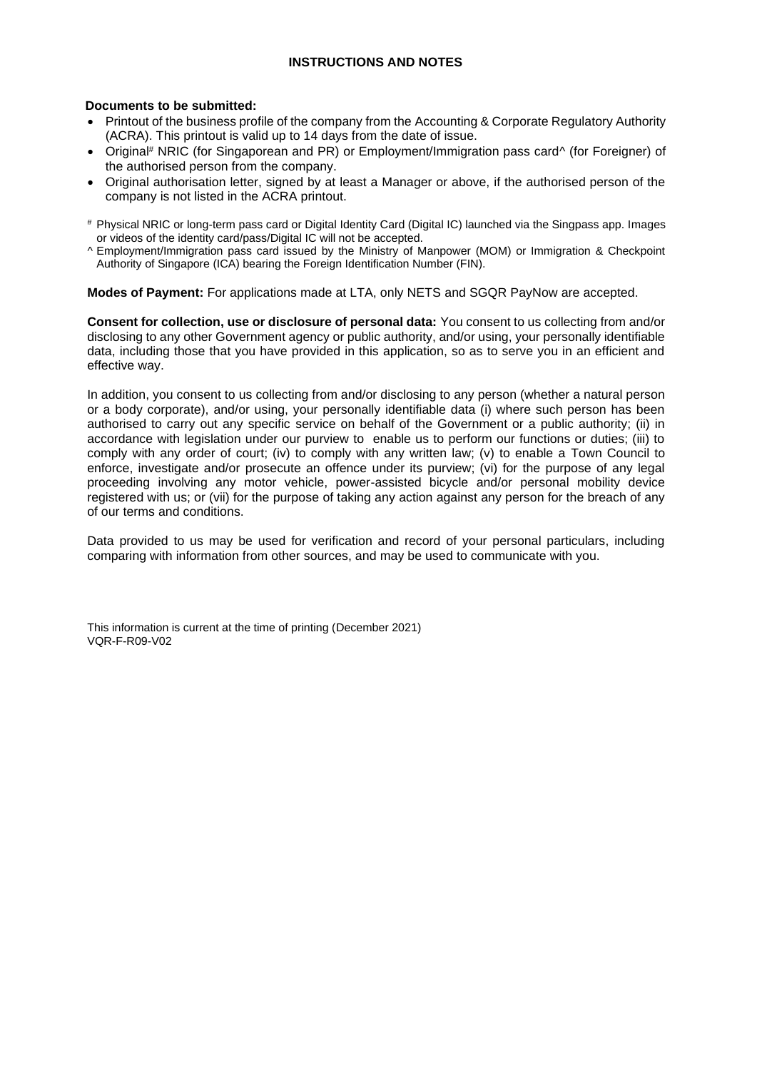## INSTRUCTIONS AND NOTES

**Documents to be submitted:**

- Printout of the business profile of the company from the Accounting & Corporate Regulatory Authority (ACRA). This printout is valid up to 14 days from the date of issue.
- Original# NRIC (for Singaporean and PR) or Employment/Immigration pass card^ (for Foreigner) of the authorised person from the company.
- Original authorisation letter, signed by at least a Manager or above, if the authorised person of the company is not listed in the ACRA printout.

# Physical NRIC or long-term pass card or Digital Identity Card (Digital IC) launched via the Singpass app. Images or videos of the identity card/pass/Digital IC will not be accepted.

^ Employment/Immigration pass card issued by the Ministry of Manpower (MOM) or Immigration & Checkpoint Authority of Singapore (ICA) bearing the Foreign Identification Number (FIN).

**Modes of Payment:** For applications made at LTA, only NETS and SGQR PayNow are accepted.

**Consent for collection, use or disclosure of personal data:** You consent to us collecting from and/or disclosing to any other Government agency or public authority, and/or using, your personally identifiable data, including those that you have provided in this application, so as to serve you in an efficient and effective way.

In addition, you consent to us collecting from and/or disclosing to any person (whether a natural person or a body corporate), and/or using, your personally identifiable data (i) where such person has been authorised to carry out any specific service on behalf of the Government or a public authority; (ii) in accordance with legislation under our purview to enable us to perform our functions or duties; (iii) to comply with any order of court; (iv) to comply with any written law; (v) to enable a Town Council to enforce, investigate and/or prosecute an offence under its purview; (vi) for the purpose of any legal proceeding involving any motor vehicle, power-assisted bicycle and/or personal mobility device registered with us; or (vii) for the purpose of taking any action against any person for the breach of any of our terms and conditions.

Data provided to us may be used for verification and record of your personal particulars, including comparing with information from other sources, and may be used to communicate with you.

This information is current at the time of printing (December 2021)
VQR-F-R09-V02